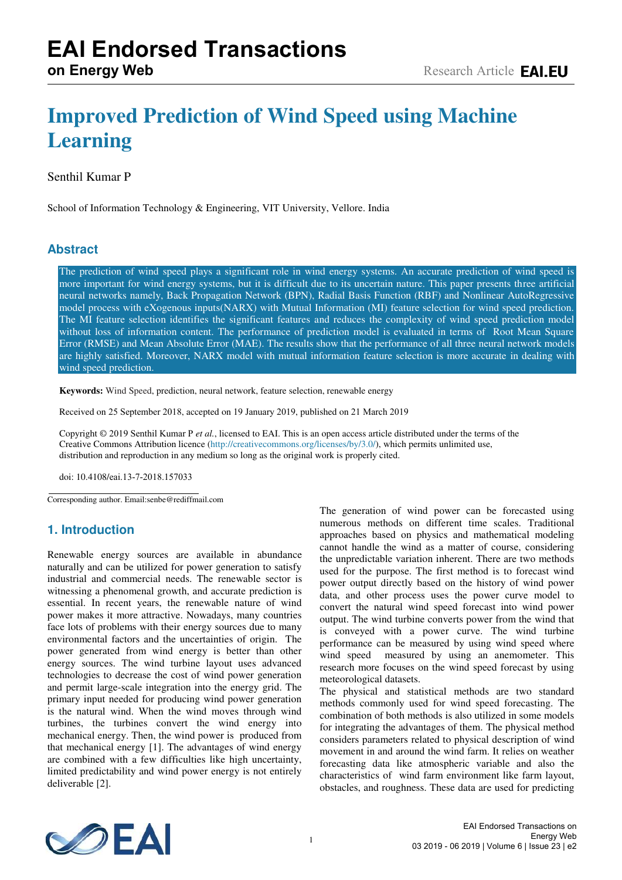# Improved Prediction of Wind Speed using Machine Learning

Senthil Kumar P

School of Information Technology & Engineering, VIT University, Vellore. India

## Abstract

The prediction of wind speed plays a significant role in wind energy systems. An accurate prediction of wind speed is more important for wind energy systems, but it is difficult due to its uncertain nature. This paper presents three artificial neural networks namely, Back Propagation Network (BPN), Radial Basis Function (RBF) and Nonlinear AutoRegressive model process with eXogenous inputs(NARX) with Mutual Information (MI) feature selection for wind speed prediction. The MI feature selection identifies the significant features and reduces the complexity of wind speed prediction model without loss of information content. The performance of prediction model is evaluated in terms of Root Mean Square Error (RMSE) and Mean Absolute Error (MAE). The results show that the performance of all three neural network models are highly satisfied. Moreover, NARX model with mutual information feature selection is more accurate in dealing with wind speed prediction.

**Keywords:** Wind Speed, prediction, neural network, feature selection, renewable energy

Received on 25 September 2018, accepted on 19 January 2019, published on 21 March 2019

Copyright © 2019 Senthil Kumar P *et al.*, licensed to EAI. This is an open access article distributed under the terms of the Creative Commons Attribution licence (http://creativecommons.org/licenses/by/3.0/), which permits unlimited use, distribution and reproduction in any medium so long as the original work is properly cited.

doi: 10.4108/eai.13-7-2018.157033

Corresponding author. Email:senbe@rediffmail.com

## 1. Introduction

Renewable energy sources are available in abundance naturally and can be utilized for power generation to satisfy industrial and commercial needs. The renewable sector is witnessing a phenomenal growth, and accurate prediction is essential. In recent years, the renewable nature of wind power makes it more attractive. Nowadays, many countries face lots of problems with their energy sources due to many environmental factors and the uncertainties of origin. The power generated from wind energy is better than other energy sources. The wind turbine layout uses advanced technologies to decrease the cost of wind power generation and permit large-scale integration into the energy grid. The primary input needed for producing wind power generation is the natural wind. When the wind moves through wind turbines, the turbines convert the wind energy into mechanical energy. Then, the wind power is produced from that mechanical energy [1]. The advantages of wind energy are combined with a few difficulties like high uncertainty, limited predictability and wind power energy is not entirely deliverable [2].

The generation of wind power can be forecasted using numerous methods on different time scales. Traditional approaches based on physics and mathematical modeling cannot handle the wind as a matter of course, considering the unpredictable variation inherent. There are two methods used for the purpose. The first method is to forecast wind power output directly based on the history of wind power data, and other process uses the power curve model to convert the natural wind speed forecast into wind power output. The wind turbine converts power from the wind that is conveyed with a power curve. The wind turbine performance can be measured by using wind speed where wind speed measured by using an anemometer. This research more focuses on the wind speed forecast by using meteorological datasets.

The physical and statistical methods are two standard methods commonly used for wind speed forecasting. The combination of both methods is also utilized in some models for integrating the advantages of them. The physical method considers parameters related to physical description of wind movement in and around the wind farm. It relies on weather forecasting data like atmospheric variable and also the characteristics of wind farm environment like farm layout, obstacles, and roughness. These data are used for predicting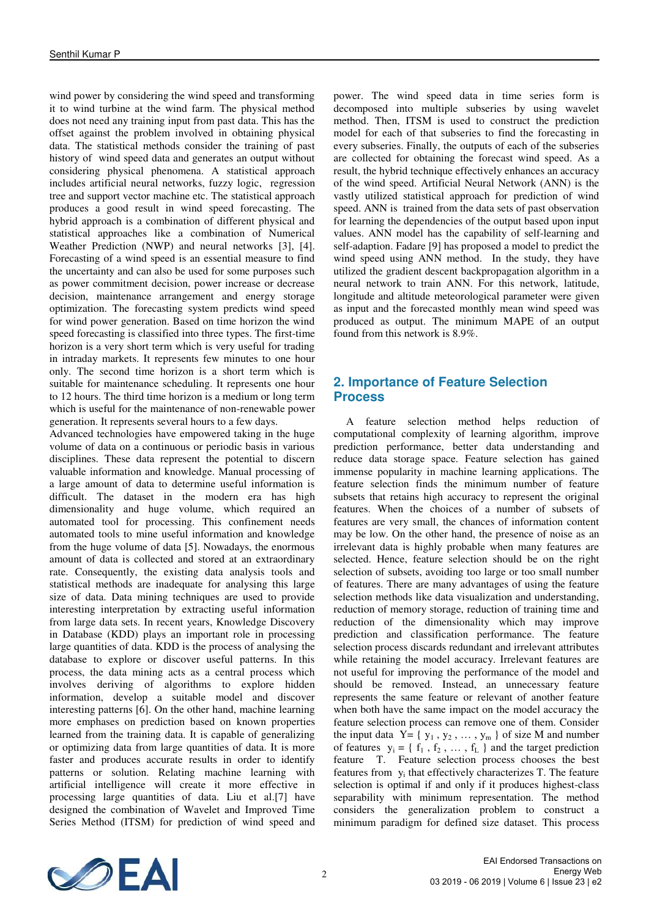wind power by considering the wind speed and transforming it to wind turbine at the wind farm. The physical method does not need any training input from past data. This has the offset against the problem involved in obtaining physical data. The statistical methods consider the training of past history of wind speed data and generates an output without considering physical phenomena. A statistical approach includes artificial neural networks, fuzzy logic, regression tree and support vector machine etc. The statistical approach produces a good result in wind speed forecasting. The hybrid approach is a combination of different physical and statistical approaches like a combination of Numerical Weather Prediction (NWP) and neural networks [3], [4]. Forecasting of a wind speed is an essential measure to find the uncertainty and can also be used for some purposes such as power commitment decision, power increase or decrease decision, maintenance arrangement and energy storage optimization. The forecasting system predicts wind speed for wind power generation. Based on time horizon the wind speed forecasting is classified into three types. The first-time horizon is a very short term which is very useful for trading in intraday markets. It represents few minutes to one hour only. The second time horizon is a short term which is suitable for maintenance scheduling. It represents one hour to 12 hours. The third time horizon is a medium or long term which is useful for the maintenance of non-renewable power generation. It represents several hours to a few days.

Advanced technologies have empowered taking in the huge volume of data on a continuous or periodic basis in various disciplines. These data represent the potential to discern valuable information and knowledge. Manual processing of a large amount of data to determine useful information is difficult. The dataset in the modern era has high dimensionality and huge volume, which required an automated tool for processing. This confinement needs automated tools to mine useful information and knowledge from the huge volume of data [5]. Nowadays, the enormous amount of data is collected and stored at an extraordinary rate. Consequently, the existing data analysis tools and statistical methods are inadequate for analysing this large size of data. Data mining techniques are used to provide interesting interpretation by extracting useful information from large data sets. In recent years, Knowledge Discovery in Database (KDD) plays an important role in processing large quantities of data. KDD is the process of analysing the database to explore or discover useful patterns. In this process, the data mining acts as a central process which involves deriving of algorithms to explore hidden information, develop a suitable model and discover interesting patterns [6]. On the other hand, machine learning more emphases on prediction based on known properties learned from the training data. It is capable of generalizing or optimizing data from large quantities of data. It is more faster and produces accurate results in order to identify patterns or solution. Relating machine learning with artificial intelligence will create it more effective in processing large quantities of data. Liu et al.[7] have designed the combination of Wavelet and Improved Time Series Method (ITSM) for prediction of wind speed and power. The wind speed data in time series form is decomposed into multiple subseries by using wavelet method. Then, ITSM is used to construct the prediction model for each of that subseries to find the forecasting in every subseries. Finally, the outputs of each of the subseries are collected for obtaining the forecast wind speed. As a result, the hybrid technique effectively enhances an accuracy of the wind speed. Artificial Neural Network (ANN) is the vastly utilized statistical approach for prediction of wind speed. ANN is trained from the data sets of past observation for learning the dependencies of the output based upon input values. ANN model has the capability of self-learning and self-adaption. Fadare [9] has proposed a model to predict the wind speed using ANN method. In the study, they have utilized the gradient descent backpropagation algorithm in a neural network to train ANN. For this network, latitude, longitude and altitude meteorological parameter were given as input and the forecasted monthly mean wind speed was produced as output. The minimum MAPE of an output found from this network is 8.9%.

## 2. Importance of Feature Selection Process

A feature selection method helps reduction of computational complexity of learning algorithm, improve prediction performance, better data understanding and reduce data storage space. Feature selection has gained immense popularity in machine learning applications. The feature selection finds the minimum number of feature subsets that retains high accuracy to represent the original features. When the choices of a number of subsets of features are very small, the chances of information content may be low. On the other hand, the presence of noise as an irrelevant data is highly probable when many features are selected. Hence, feature selection should be on the right selection of subsets, avoiding too large or too small number of features. There are many advantages of using the feature selection methods like data visualization and understanding, reduction of memory storage, reduction of training time and reduction of the dimensionality which may improve prediction and classification performance. The feature selection process discards redundant and irrelevant attributes while retaining the model accuracy. Irrelevant features are not useful for improving the performance of the model and should be removed. Instead, an unnecessary feature represents the same feature or relevant of another feature when both have the same impact on the model accuracy the feature selection process can remove one of them. Consider the input data $Y = \{ y_1, y_2, \dots, y_m \}$ of size M and number of features $y_i = \{ f_1, f_2, \dots, f_L \}$ and the target prediction feature T. Feature selection process chooses the best features from $y_i$ that effectively characterizes T. The feature selection is optimal if and only if it produces highest-class separability with minimum representation. The method considers the generalization problem to construct a minimum paradigm for defined size dataset. This process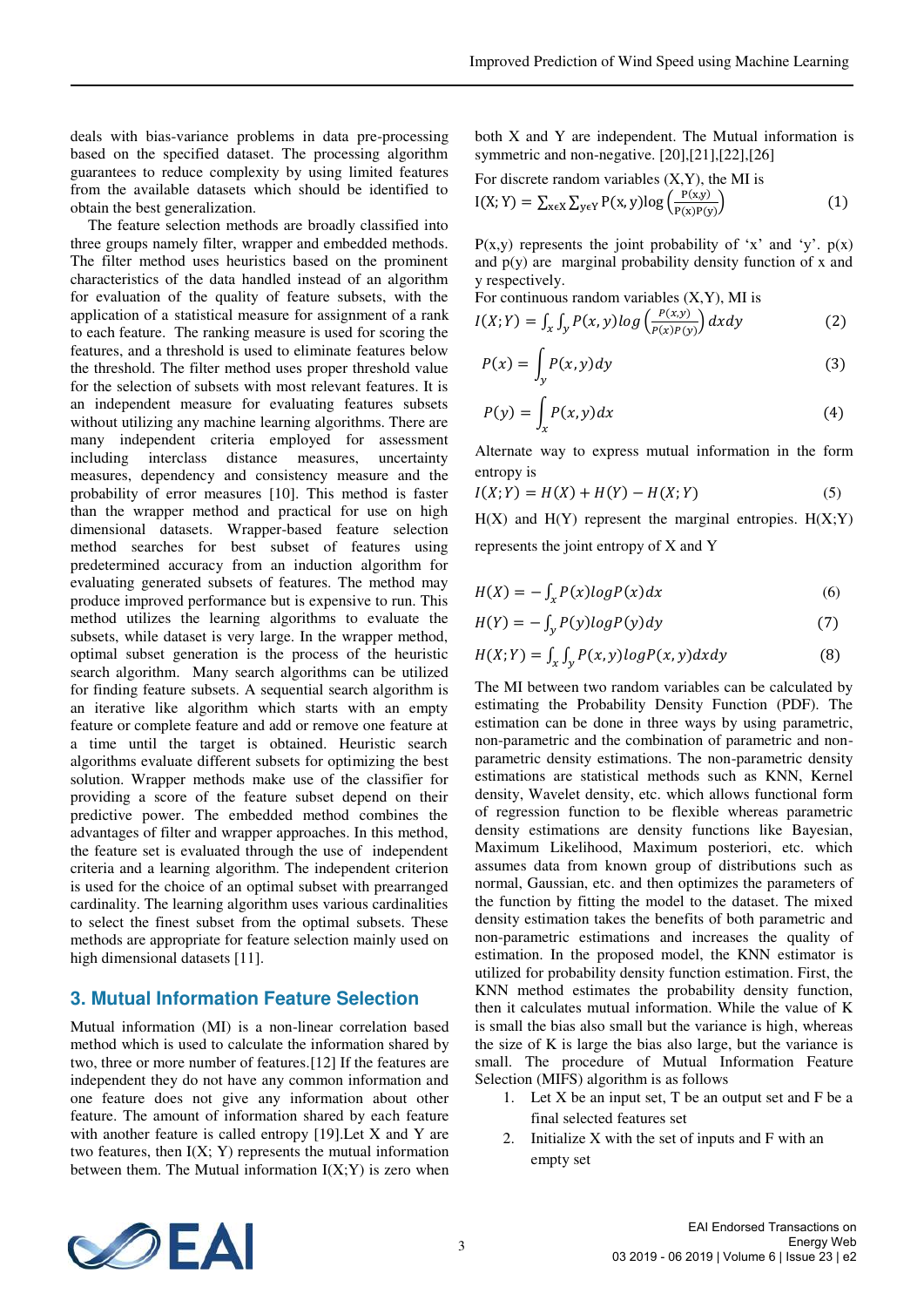deals with bias-variance problems in data pre-processing based on the specified dataset. The processing algorithm guarantees to reduce complexity by using limited features from the available datasets which should be identified to obtain the best generalization.

The feature selection methods are broadly classified into three groups namely filter, wrapper and embedded methods. The filter method uses heuristics based on the prominent characteristics of the data handled instead of an algorithm for evaluation of the quality of feature subsets, with the application of a statistical measure for assignment of a rank to each feature. The ranking measure is used for scoring the features, and a threshold is used to eliminate features below the threshold. The filter method uses proper threshold value for the selection of subsets with most relevant features. It is an independent measure for evaluating features subsets without utilizing any machine learning algorithms. There are many independent criteria employed for assessment including interclass distance measures, uncertainty measures, dependency and consistency measure and the probability of error measures [10]. This method is faster than the wrapper method and practical for use on high dimensional datasets. Wrapper-based feature selection method searches for best subset of features using predetermined accuracy from an induction algorithm for evaluating generated subsets of features. The method may produce improved performance but is expensive to run. This method utilizes the learning algorithms to evaluate the subsets, while dataset is very large. In the wrapper method, optimal subset generation is the process of the heuristic search algorithm. Many search algorithms can be utilized for finding feature subsets. A sequential search algorithm is an iterative like algorithm which starts with an empty feature or complete feature and add or remove one feature at a time until the target is obtained. Heuristic search algorithms evaluate different subsets for optimizing the best solution. Wrapper methods make use of the classifier for providing a score of the feature subset depend on their predictive power. The embedded method combines the advantages of filter and wrapper approaches. In this method, the feature set is evaluated through the use of independent criteria and a learning algorithm. The independent criterion is used for the choice of an optimal subset with prearranged cardinality. The learning algorithm uses various cardinalities to select the finest subset from the optimal subsets. These methods are appropriate for feature selection mainly used on high dimensional datasets [11].

## 3. Mutual Information Feature Selection

Mutual information (MI) is a non-linear correlation based method which is used to calculate the information shared by two, three or more number of features.[12] If the features are independent they do not have any common information and one feature does not give any information about other feature. The amount of information shared by each feature with another feature is called entropy [19].Let X and Y are two features, then I(X; Y) represents the mutual information between them. The Mutual information I(X;Y) is zero when both X and Y are independent. The Mutual information is symmetric and non-negative. [20],[21],[22],[26]

For discrete random variables (X,Y), the MI is

$$I(X;Y) = \sum_{x\epsilon X}\sum_{y\epsilon Y} P(x,y)\log\left(\frac{P(x,y)}{P(x)P(y)}\right) \quad (1)$$

P(x,y) represents the joint probability of 'x' and 'y'. p(x) and p(y) are marginal probability density function of x and y respectively.

For continuous random variables (X,Y), MI is

$$I(X;Y) = \int_x\int_y P(x,y)log\left(\frac{P(x,y)}{P(x)P(y)}\right)dxdy \quad (2)$$

$$P(x) = \int_y P(x,y)dy \quad (3)$$

$$P(y) = \int_x P(x,y)dx \quad (4)$$

Alternate way to express mutual information in the form entropy is

$$I(X;Y) = H(X) + H(Y) - H(X;Y) \quad (5)$$

H(X) and H(Y) represent the marginal entropies. H(X;Y) represents the joint entropy of X and Y

$$H(X) = -\int_x P(x)logP(x)dx \quad (6)$$

$$H(Y) = -\int_y P(y)logP(y)dy \quad (7)$$

$$H(X;Y) = \int_x\int_y P(x,y)logP(x,y)dxdy \quad (8)$$

The MI between two random variables can be calculated by estimating the Probability Density Function (PDF). The estimation can be done in three ways by using parametric, non-parametric and the combination of parametric and non-parametric density estimations. The non-parametric density estimations are statistical methods such as KNN, Kernel density, Wavelet density, etc. which allows functional form of regression function to be flexible whereas parametric density estimations are density functions like Bayesian, Maximum Likelihood, Maximum posteriori, etc. which assumes data from known group of distributions such as normal, Gaussian, etc. and then optimizes the parameters of the function by fitting the model to the dataset. The mixed density estimation takes the benefits of both parametric and non-parametric estimations and increases the quality of estimation. In the proposed model, the KNN estimator is utilized for probability density function estimation. First, the KNN method estimates the probability density function, then it calculates mutual information. While the value of K is small the bias also small but the variance is high, whereas the size of K is large the bias also large, but the variance is small. The procedure of Mutual Information Feature Selection (MIFS) algorithm is as follows

1. Let X be an input set, T be an output set and F be a final selected features set
2. Initialize X with the set of inputs and F with an empty set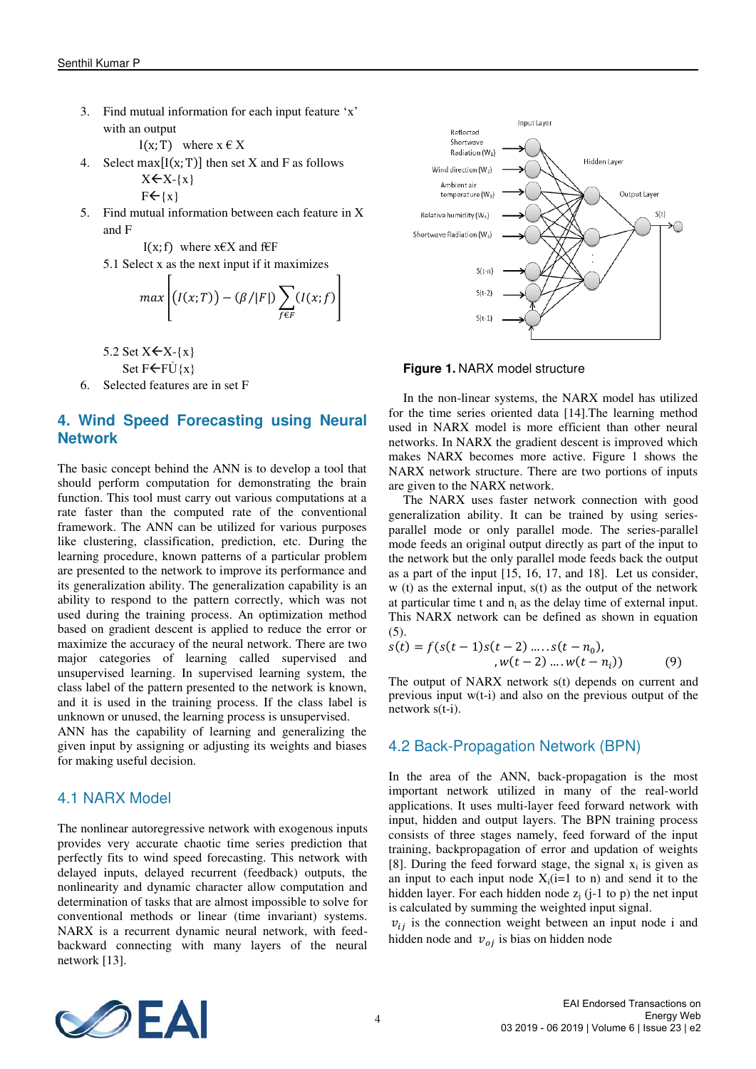3. Find mutual information for each input feature 'x' with an output

   I(x;T) where x ϵ X

4. Select max[I(x;T)] then set X and F as follows

   X←X-{x}

   F←{x}

5. Find mutual information between each feature in X and F

   I(x;f) where x€X and f€F

   5.1 Select x as the next input if it maximizes

$$max\left[\left(I(x;T)\right) - \left(\beta/|F|\right)\sum_{f\in F}(I(x;f)\right]$$

   5.2 Set X←X-{x}

   Set F←FŮ{x}

6. Selected features are in set F

## 4. Wind Speed Forecasting using Neural Network

The basic concept behind the ANN is to develop a tool that should perform computation for demonstrating the brain function. This tool must carry out various computations at a rate faster than the computed rate of the conventional framework. The ANN can be utilized for various purposes like clustering, classification, prediction, etc. During the learning procedure, known patterns of a particular problem are presented to the network to improve its performance and its generalization ability. The generalization capability is an ability to respond to the pattern correctly, which was not used during the training process. An optimization method based on gradient descent is applied to reduce the error or maximize the accuracy of the neural network. There are two major categories of learning called supervised and unsupervised learning. In supervised learning system, the class label of the pattern presented to the network is known, and it is used in the training process. If the class label is unknown or unused, the learning process is unsupervised. ANN has the capability of learning and generalizing the given input by assigning or adjusting its weights and biases for making useful decision.

### 4.1 NARX Model

The nonlinear autoregressive network with exogenous inputs provides very accurate chaotic time series prediction that perfectly fits to wind speed forecasting. This network with delayed inputs, delayed recurrent (feedback) outputs, the nonlinearity and dynamic character allow computation and determination of tasks that are almost impossible to solve for conventional methods or linear (time invariant) systems. NARX is a recurrent dynamic neural network, with feed-backward connecting with many layers of the neural network [13].

**Figure 1.** NARX model structure

In the non-linear systems, the NARX model has utilized for the time series oriented data [14].The learning method used in NARX model is more efficient than other neural networks. In NARX the gradient descent is improved which makes NARX becomes more active. Figure 1 shows the NARX network structure. There are two portions of inputs are given to the NARX network.

The NARX uses faster network connection with good generalization ability. It can be trained by using series-parallel mode or only parallel mode. The series-parallel mode feeds an original output directly as part of the input to the network but the only parallel mode feeds back the output as a part of the input [15, 16, 17, and 18]. Let us consider, w (t) as the external input, s(t) as the output of the network at particular time t and $n_i$ as the delay time of external input. This NARX network can be defined as shown in equation (5).

$$s(t) = f(s(t-1)s(t-2)\,\ldots..s(t-n_0),\; w(t-2)\ldots.w(t-n_i)) \qquad (9)$$

The output of NARX network s(t) depends on current and previous input w(t-i) and also on the previous output of the network s(t-i).

### 4.2 Back-Propagation Network (BPN)

In the area of the ANN, back-propagation is the most important network utilized in many of the real-world applications. It uses multi-layer feed forward network with input, hidden and output layers. The BPN training process consists of three stages namely, feed forward of the input training, backpropagation of error and updation of weights [8]. During the feed forward stage, the signal $x_i$ is given as an input to each input node $X_i$(i=1 to n) and send it to the hidden layer. For each hidden node $z_j$ (j-1 to p) the net input is calculated by summing the weighted input signal.

$v_{ij}$ is the connection weight between an input node i and hidden node and $v_{oj}$ is bias on hidden node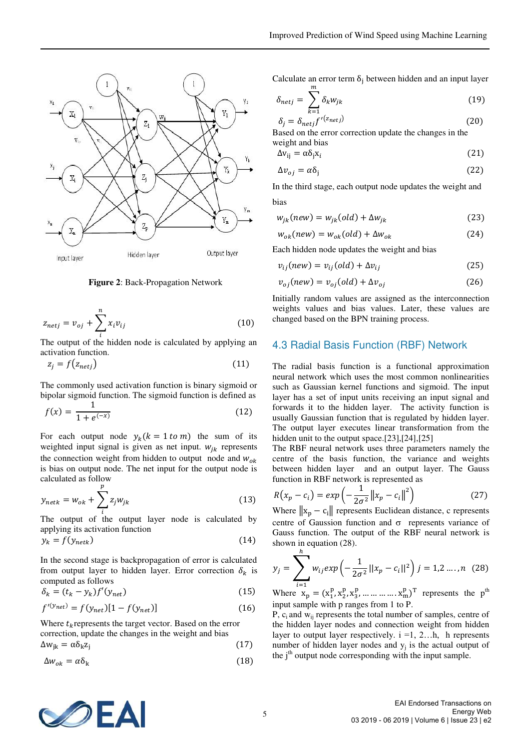**Figure 2**: Back-Propagation Network

$$z_{netj} = v_{oj} + \sum_{i}^{n} x_i v_{ij} \tag{10}$$

The output of the hidden node is calculated by applying an activation function.

$$z_j = f(z_{netj}) \tag{11}$$

The commonly used activation function is binary sigmoid or bipolar sigmoid function. The sigmoid function is defined as

$$f(x) = \frac{1}{1 + e^{(-x)}} \tag{12}$$

For each output node $y_k (k = 1 \; to \; m)$ the sum of its weighted input signal is given as net input. $w_{jk}$ represents the connection weight from hidden to output node and $w_{ok}$ is bias on output node. The net input for the output node is calculated as follow

$$y_{netk} = w_{ok} + \sum_{i}^{p} z_j w_{jk} \tag{13}$$

The output of the output layer node is calculated by applying its activation function

$$y_k = f(y_{netk}) \tag{14}$$

In the second stage is backpropagation of error is calculated from output layer to hidden layer. Error correction $\delta_k$ is computed as follows

$$\delta_k = (t_k - y_k) f'(y_{net}) \tag{15}$$

$$f'^{(y_{net})} = f(y_{net})[1 - f(y_{net})] \tag{16}$$

Where $t_k$ represents the target vector. Based on the error correction, update the changes in the weight and bias

$$\Delta w_{jk} = \alpha \delta_k z_j \tag{17}$$

$$\Delta w_{ok} = \alpha \delta_k \tag{18}$$

Calculate an error term $\delta_j$ between hidden and an input layer

$$\delta_{netj} = \sum_{k=1}^{m} \delta_k w_{jk} \tag{19}$$

$$\delta_j = \delta_{netj} f'^{(z_{netj})} \tag{20}$$

Based on the error correction update the changes in the weight and bias

$$\Delta v_{ij} = \alpha \delta_j x_i \tag{21}$$

$$\Delta v_{oj} = \alpha \delta_j \tag{22}$$

In the third stage, each output node updates the weight and bias

$$w_{jk}(new) = w_{jk}(old) + \Delta w_{jk} \tag{23}$$

$$w_{ok}(new) = w_{ok}(old) + \Delta w_{ok} \tag{24}$$

Each hidden node updates the weight and bias

$$v_{ij}(new) = v_{ij}(old) + \Delta v_{ij} \tag{25}$$

$$v_{oj}(new) = v_{oj}(old) + \Delta v_{oj} \tag{26}$$

Initially random values are assigned as the interconnection weights values and bias values. Later, these values are changed based on the BPN training process.

## 4.3 Radial Basis Function (RBF) Network

The radial basis function is a functional approximation neural network which uses the most common nonlinearities such as Gaussian kernel functions and sigmoid. The input layer has a set of input units receiving an input signal and forwards it to the hidden layer. The activity function is usually Gaussian function that is regulated by hidden layer. The output layer executes linear transformation from the hidden unit to the output space.[23],[24],[25]

The RBF neural network uses three parameters namely the centre of the basis function, the variance and weights between hidden layer and an output layer. The Gauss function in RBF network is represented as

$$R(x_p - c_i) = exp\left(-\frac{1}{2\sigma^2}\|x_p - c_i\|^2\right) \tag{27}$$

Where $\|x_p - c_i\|$ represents Euclidean distance, c represents centre of Gaussion function and $\sigma$ represents variance of Gauss function. The output of the RBF neural network is shown in equation (28).

$$y_j = \sum_{i=1}^{h} w_{ij} exp\left(-\frac{1}{2\sigma^2}\|x_p - c_i\|^2\right) \; j = 1,2 \ldots, n \tag{28}$$

Where $x_p = (x_1^p, x_2^p, x_3^p, \ldots \ldots \ldots . x_m^p)^T$ represents the $p^{th}$ input sample with p ranges from 1 to P.

P, $c_i$ and $w_{ij}$ represents the total number of samples, centre of the hidden layer nodes and connection weight from hidden layer to output layer respectively. i =1, 2…h, h represents number of hidden layer nodes and $y_j$ is the actual output of the $j^{th}$ output node corresponding with the input sample.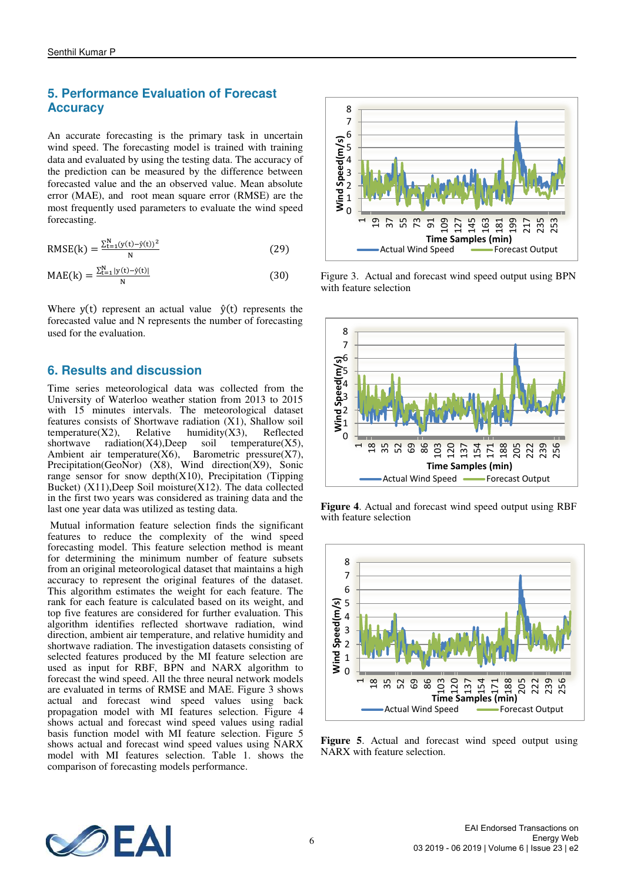## 5. Performance Evaluation of Forecast Accuracy

An accurate forecasting is the primary task in uncertain wind speed. The forecasting model is trained with training data and evaluated by using the testing data. The accuracy of the prediction can be measured by the difference between forecasted value and the an observed value. Mean absolute error (MAE), and root mean square error (RMSE) are the most frequently used parameters to evaluate the wind speed forecasting.

$$\mathrm{RMSE(k)} = \frac{\sum_{t=1}^{N}(y(t)-\hat{y}(t))^2}{N} \tag{29}$$

$$\mathrm{MAE(k)} = \frac{\sum_{t=1}^{N}|y(t)-\hat{y}(t)|}{N} \tag{30}$$

Where $y(t)$ represent an actual value $\hat{y}(t)$ represents the forecasted value and N represents the number of forecasting used for the evaluation.

## 6. Results and discussion

Time series meteorological data was collected from the University of Waterloo weather station from 2013 to 2015 with 15 minutes intervals. The meteorological dataset features consists of Shortwave radiation (X1), Shallow soil temperature(X2), Relative humidity(X3), Reflected shortwave radiation(X4),Deep soil temperature(X5), Ambient air temperature(X6), Barometric pressure(X7), Precipitation(GeoNor) (X8), Wind direction(X9), Sonic range sensor for snow depth(X10), Precipitation (Tipping Bucket) (X11),Deep Soil moisture(X12). The data collected in the first two years was considered as training data and the last one year data was utilized as testing data.

Mutual information feature selection finds the significant features to reduce the complexity of the wind speed forecasting model. This feature selection method is meant for determining the minimum number of feature subsets from an original meteorological dataset that maintains a high accuracy to represent the original features of the dataset. This algorithm estimates the weight for each feature. The rank for each feature is calculated based on its weight, and top five features are considered for further evaluation. This algorithm identifies reflected shortwave radiation, wind direction, ambient air temperature, and relative humidity and shortwave radiation. The investigation datasets consisting of selected features produced by the MI feature selection are used as input for RBF, BPN and NARX algorithm to forecast the wind speed. All the three neural network models are evaluated in terms of RMSE and MAE. Figure 3 shows actual and forecast wind speed values using back propagation model with MI features selection. Figure 4 shows actual and forecast wind speed values using radial basis function model with MI feature selection. Figure 5 shows actual and forecast wind speed values using NARX model with MI features selection. Table 1. shows the comparison of forecasting models performance.

Figure 3. Actual and forecast wind speed output using BPN with feature selection

**Figure 4**. Actual and forecast wind speed output using RBF with feature selection

**Figure 5**. Actual and forecast wind speed output using NARX with feature selection.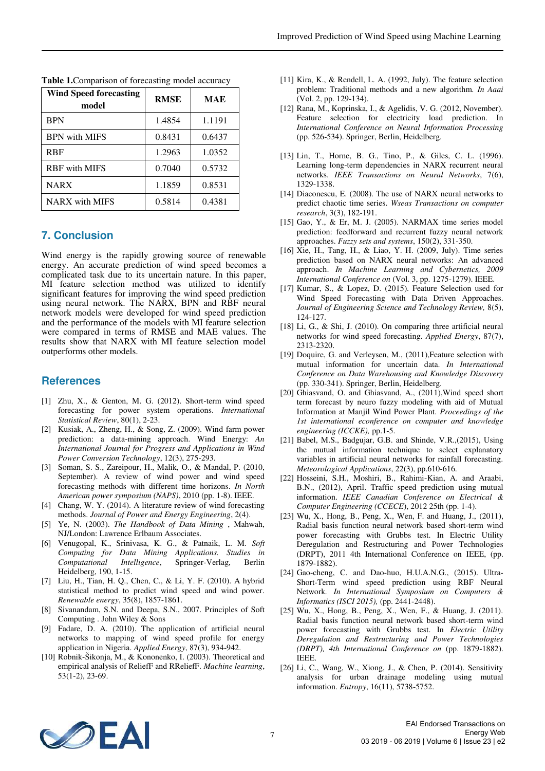**Table 1.** Comparison of forecasting model accuracy

| Wind Speed forecasting model | RMSE | MAE |
|---|---|---|
| BPN | 1.4854 | 1.1191 |
| BPN with MIFS | 0.8431 | 0.6437 |
| RBF | 1.2963 | 1.0352 |
| RBF with MIFS | 0.7040 | 0.5732 |
| NARX | 1.1859 | 0.8531 |
| NARX with MIFS | 0.5814 | 0.4381 |

## 7. Conclusion

Wind energy is the rapidly growing source of renewable energy. An accurate prediction of wind speed becomes a complicated task due to its uncertain nature. In this paper, MI feature selection method was utilized to identify significant features for improving the wind speed prediction using neural network. The NARX, BPN and RBF neural network models were developed for wind speed prediction and the performance of the models with MI feature selection were compared in terms of RMSE and MAE values. The results show that NARX with MI feature selection model outperforms other models.

## References

[1] Zhu, X., & Genton, M. G. (2012). Short-term wind speed forecasting for power system operations. *International Statistical Review*, 80(1), 2-23.

[2] Kusiak, A., Zheng, H., & Song, Z. (2009). Wind farm power prediction: a data-mining approach. Wind Energy: *An International Journal for Progress and Applications in Wind Power Conversion Technology*, 12(3), 275-293.

[3] Soman, S. S., Zareipour, H., Malik, O., & Mandal, P. (2010, September). A review of wind power and wind speed forecasting methods with different time horizons. *In North American power symposium (NAPS)*, 2010 (pp. 1-8). IEEE.

[4] Chang, W. Y. (2014). A literature review of wind forecasting methods. *Journal of Power and Energy Engineering*, 2(4).

[5] Ye, N. (2003). *The Handbook of Data Mining* , Mahwah, NJ/London: Lawrence Erlbaum Associates.

[6] Venugopal, K., Srinivasa, K. G., & Patnaik, L. M. *Soft Computing for Data Mining Applications. Studies in Computational Intelligence*, Springer-Verlag, Berlin Heidelberg, 190, 1-15.

[7] Liu, H., Tian, H. Q., Chen, C., & Li, Y. F. (2010). A hybrid statistical method to predict wind speed and wind power. *Renewable energy*, 35(8), 1857-1861.

[8] Sivanandam, S.N. and Deepa, S.N., 2007. Principles of Soft Computing . John Wiley & Sons

[9] Fadare, D. A. (2010). The application of artificial neural networks to mapping of wind speed profile for energy application in Nigeria. *Applied Energy*, 87(3), 934-942.

[10] Robnik-Šikonja, M., & Kononenko, I. (2003). Theoretical and empirical analysis of ReliefF and RReliefF. *Machine learning*, 53(1-2), 23-69.

[11] Kira, K., & Rendell, L. A. (1992, July). The feature selection problem: Traditional methods and a new algorithm. *In Aaai* (Vol. 2, pp. 129-134).

[12] Rana, M., Koprinska, I., & Agelidis, V. G. (2012, November). Feature selection for electricity load prediction. In *International Conference on Neural Information Processing* (pp. 526-534). Springer, Berlin, Heidelberg.

[13] Lin, T., Horne, B. G., Tino, P., & Giles, C. L. (1996). Learning long-term dependencies in NARX recurrent neural networks. *IEEE Transactions on Neural Networks*, 7(6), 1329-1338.

[14] Diaconescu, E. (2008). The use of NARX neural networks to predict chaotic time series. *Wseas Transactions on computer research*, 3(3), 182-191.

[15] Gao, Y., & Er, M. J. (2005). NARMAX time series model prediction: feedforward and recurrent fuzzy neural network approaches. *Fuzzy sets and systems*, 150(2), 331-350.

[16] Xie, H., Tang, H., & Liao, Y. H. (2009, July). Time series prediction based on NARX neural networks: An advanced approach. *In Machine Learning and Cybernetics, 2009 International Conference on* (Vol. 3, pp. 1275-1279). IEEE.

[17] Kumar, S., & Lopez, D. (2015). Feature Selection used for Wind Speed Forecasting with Data Driven Approaches. *Journal of Engineering Science and Technology Review,* 8(5), 124-127.

[18] Li, G., & Shi, J. (2010). On comparing three artificial neural networks for wind speed forecasting. *Applied Energy*, 87(7), 2313-2320.

[19] Doquire, G. and Verleysen, M., (2011),Feature selection with mutual information for uncertain data. *In International Conference on Data Warehousing and Knowledge Discovery* (pp. 330-341). Springer, Berlin, Heidelberg.

[20] Ghiasvand, O. and Ghiasvand, A., (2011),Wind speed short term forecast by neuro fuzzy modeling with aid of Mutual Information at Manjil Wind Power Plant. *Proceedings of the 1st international econference on computer and knowledge engineering (ICCKE),* pp.1-5.

[21] Babel, M.S., Badgujar, G.B. and Shinde, V.R.,(2015), Using the mutual information technique to select explanatory variables in artificial neural networks for rainfall forecasting. *Meteorological Applications*, 22(3), pp.610-616.

[22] Hosseini, S.H., Moshiri, B., Rahimi-Kian, A. and Araabi, B.N., (2012), April. Traffic speed prediction using mutual information. *IEEE Canadian Conference on Electrical & Computer Engineering (CCECE)*, 2012 25th (pp. 1-4).

[23] Wu, X., Hong, B., Peng, X., Wen, F. and Huang, J., (2011), Radial basis function neural network based short-term wind power forecasting with Grubbs test. In Electric Utility Deregulation and Restructuring and Power Technologies (DRPT), 2011 4th International Conference on IEEE, (pp. 1879-1882).

[24] Gao-cheng, C. and Dao-huo, H.U.A.N.G., (2015). Ultra-Short-Term wind speed prediction using RBF Neural Network. *In International Symposium on Computers & Informatics (ISCI 2015),* (pp. 2441-2448).

[25] Wu, X., Hong, B., Peng, X., Wen, F., & Huang, J. (2011). Radial basis function neural network based short-term wind power forecasting with Grubbs test. In *Electric Utility Deregulation and Restructuring and Power Technologies (DRPT), 4th International Conference on* (pp. 1879-1882). IEEE.

[26] Li, C., Wang, W., Xiong, J., & Chen, P. (2014). Sensitivity analysis for urban drainage modeling using mutual information. *Entropy*, 16(11), 5738-5752.